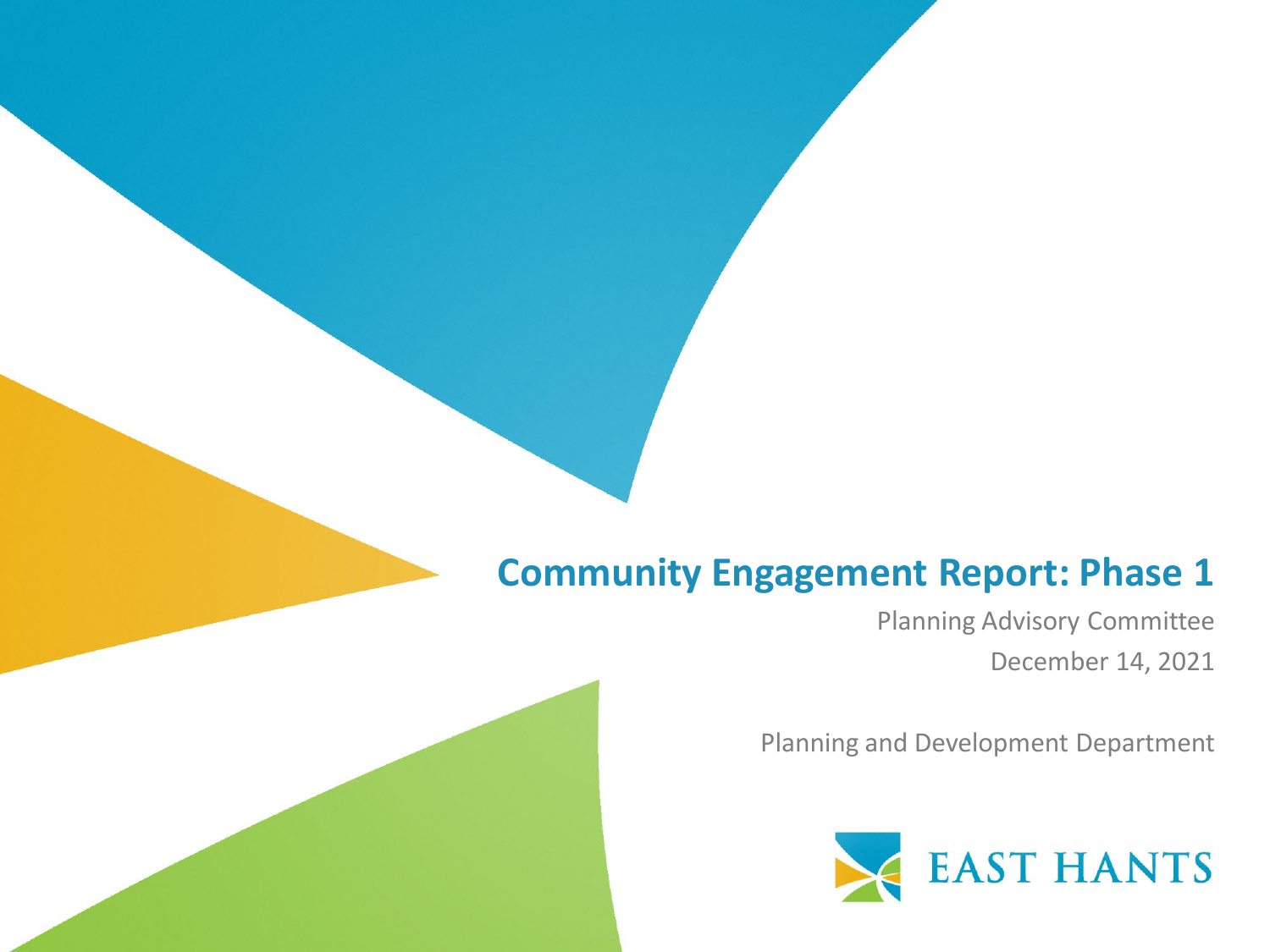# Community Engagement Report: Phase 1

Planning Advisory Committee

December 14, 2021

Planning and Development Department

EAST HANTS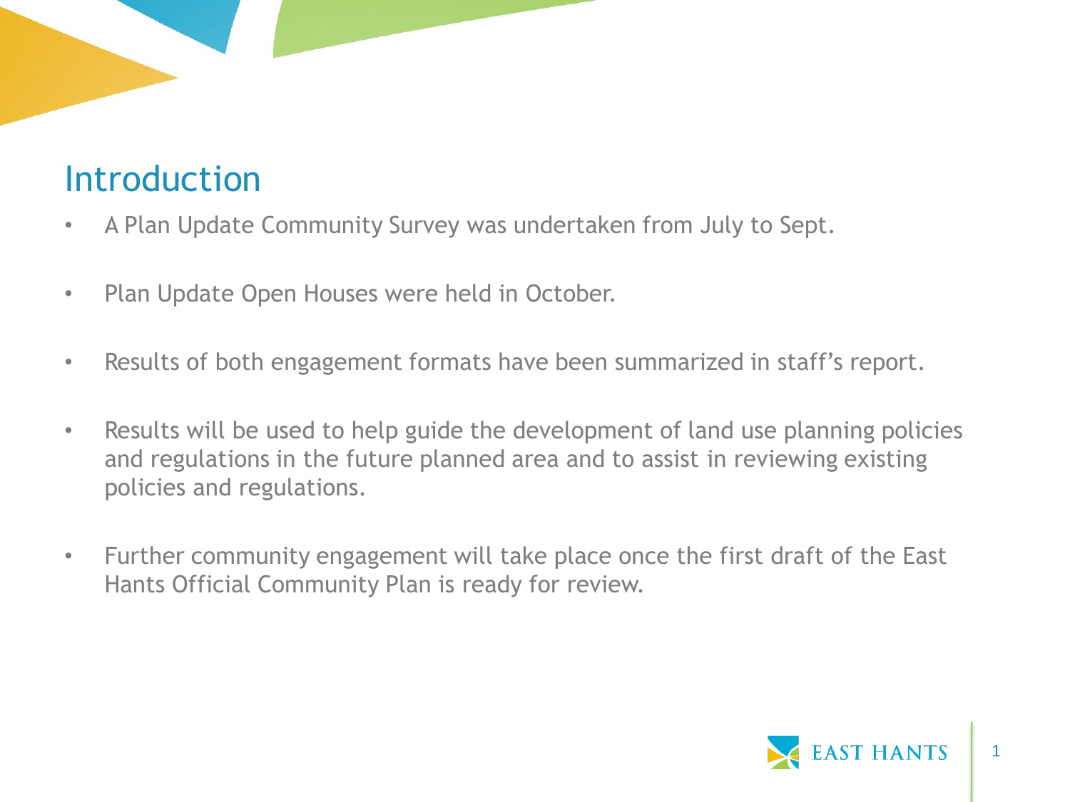## Introduction

- A Plan Update Community Survey was undertaken from July to Sept.
- Plan Update Open Houses were held in October.
- Results of both engagement formats have been summarized in staff's report.
- Results will be used to help guide the development of land use planning policies and regulations in the future planned area and to assist in reviewing existing policies and regulations.
- Further community engagement will take place once the first draft of the East Hants Official Community Plan is ready for review.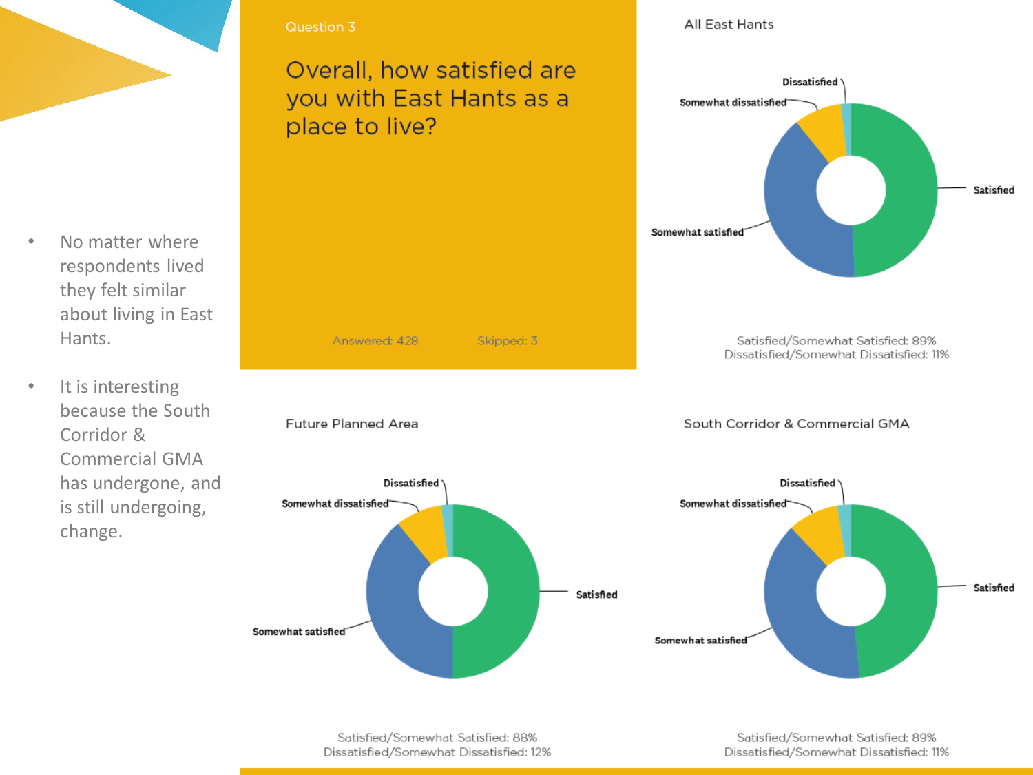Question 3

## Overall, how satisfied are you with East Hants as a place to live?

Answered: 428 Skipped: 3

- No matter where respondents lived they felt similar about living in East Hants.
- It is interesting because the South Corridor & Commercial GMA has undergone, and is still undergoing, change.

### All East Hants

Dissatisfied
Somewhat dissatisfied
Satisfied
Somewhat satisfied

Satisfied/Somewhat Satisfied: 89%
Dissatisfied/Somewhat Dissatisfied: 11%

### Future Planned Area

Dissatisfied
Somewhat dissatisfied
Satisfied
Somewhat satisfied

Satisfied/Somewhat Satisfied: 88%
Dissatisfied/Somewhat Dissatisfied: 12%

### South Corridor & Commercial GMA

Dissatisfied
Somewhat dissatisfied
Satisfied
Somewhat satisfied

Satisfied/Somewhat Satisfied: 89%
Dissatisfied/Somewhat Dissatisfied: 11%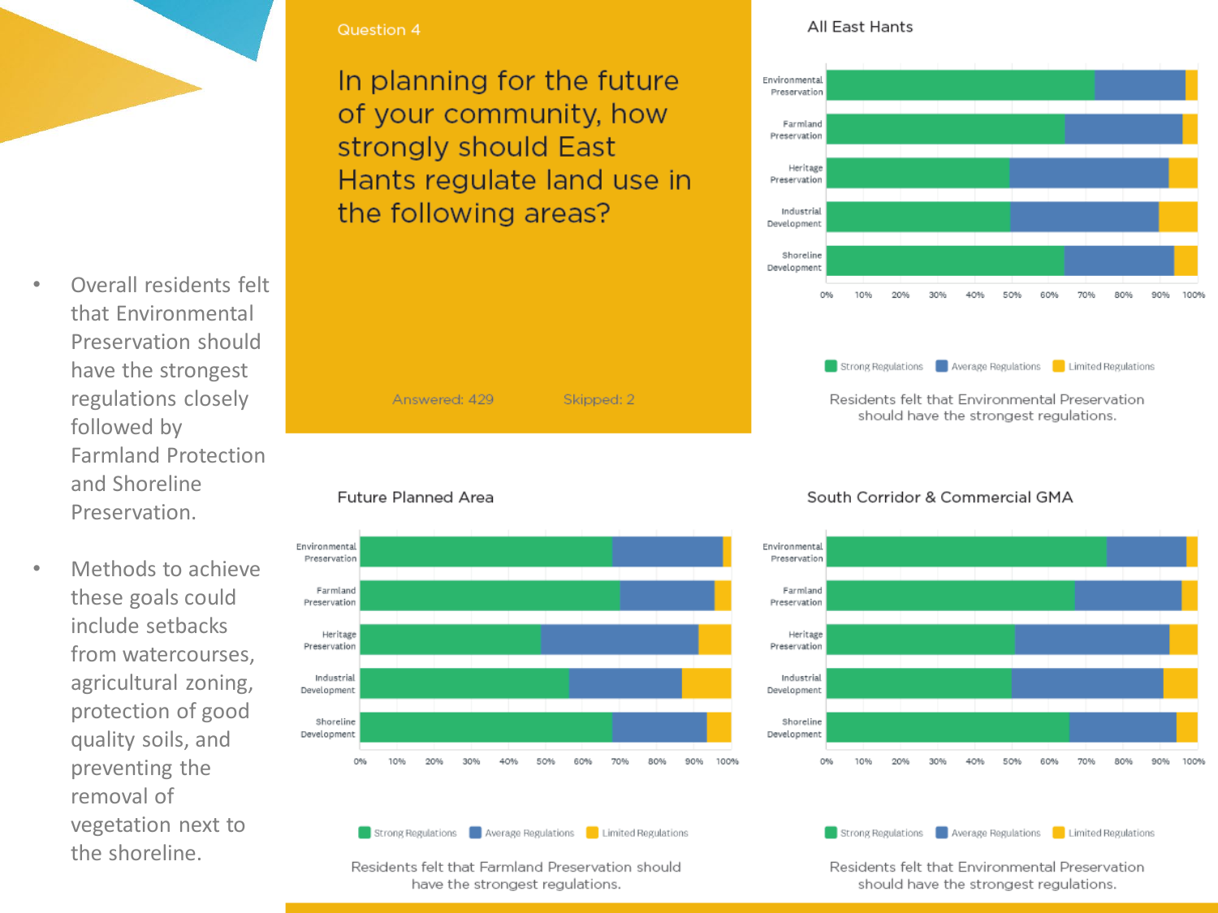Question 4

## In planning for the future of your community, how strongly should East Hants regulate land use in the following areas?

Answered: 429 Skipped: 2

- Overall residents felt that Environmental Preservation should have the strongest regulations closely followed by Farmland Protection and Shoreline Preservation.
- Methods to achieve these goals could include setbacks from watercourses, agricultural zoning, protection of good quality soils, and preventing the removal of vegetation next to the shoreline.

### All East Hants

Categories: Environmental Preservation, Farmland Preservation, Heritage Preservation, Industrial Development, Shoreline Development

Legend: Strong Regulations, Average Regulations, Limited Regulations

Residents felt that Environmental Preservation should have the strongest regulations.

### Future Planned Area

Categories: Environmental Preservation, Farmland Preservation, Heritage Preservation, Industrial Development, Shoreline Development

Legend: Strong Regulations, Average Regulations, Limited Regulations

Residents felt that Farmland Preservation should have the strongest regulations.

### South Corridor & Commercial GMA

Categories: Environmental Preservation, Farmland Preservation, Heritage Preservation, Industrial Development, Shoreline Development

Legend: Strong Regulations, Average Regulations, Limited Regulations

Residents felt that Environmental Preservation should have the strongest regulations.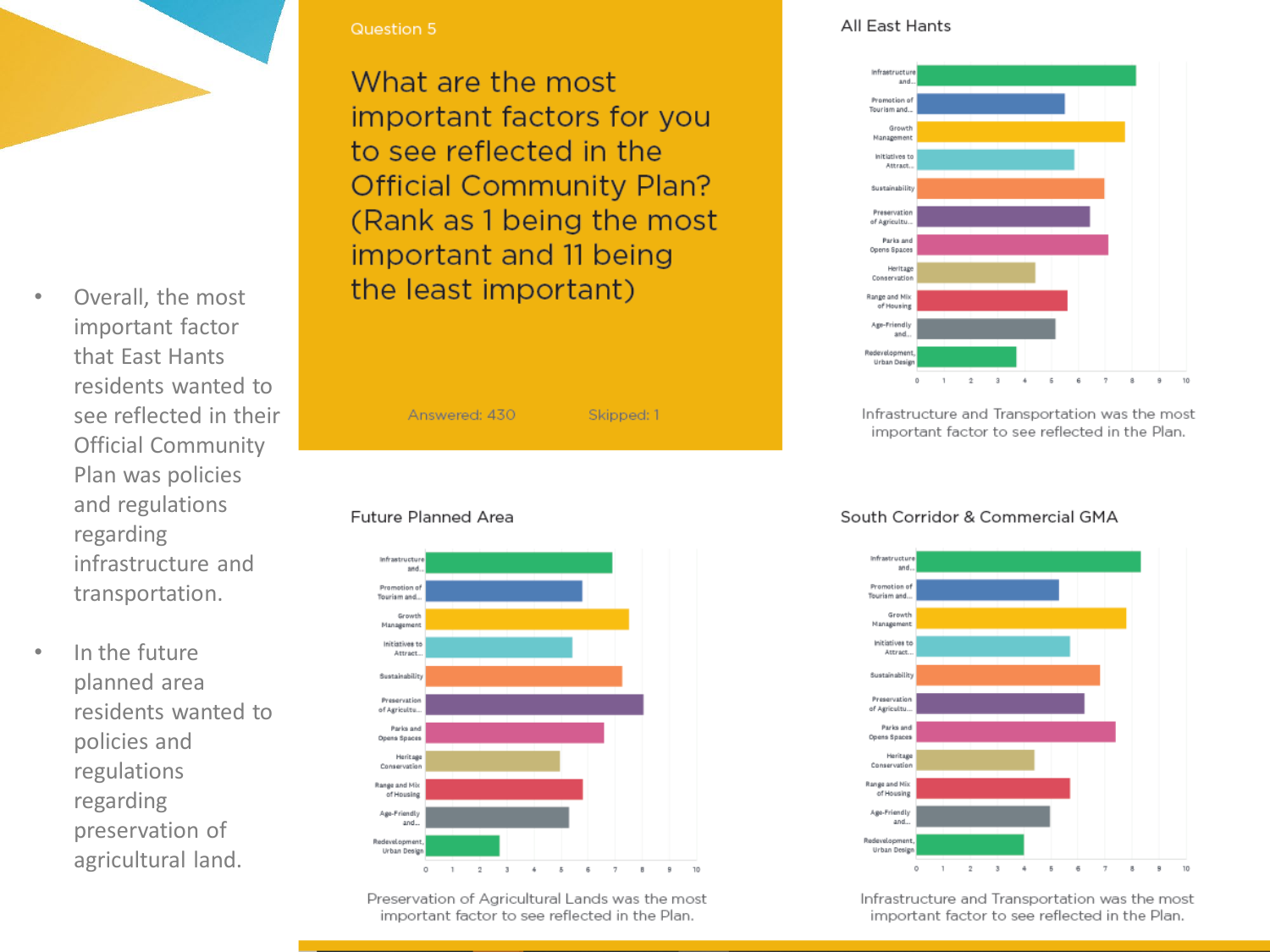Question 5

## What are the most important factors for you to see reflected in the Official Community Plan? (Rank as 1 being the most important and 11 being the least important)

Answered: 430    Skipped: 1

- Overall, the most important factor that East Hants residents wanted to see reflected in their Official Community Plan was policies and regulations regarding infrastructure and transportation.
- In the future planned area residents wanted to policies and regulations regarding preservation of agricultural land.

### All East Hants

Infrastructure and Transportation was the most important factor to see reflected in the Plan.

### Future Planned Area

Preservation of Agricultural Lands was the most important factor to see reflected in the Plan.

### South Corridor & Commercial GMA

Infrastructure and Transportation was the most important factor to see reflected in the Plan.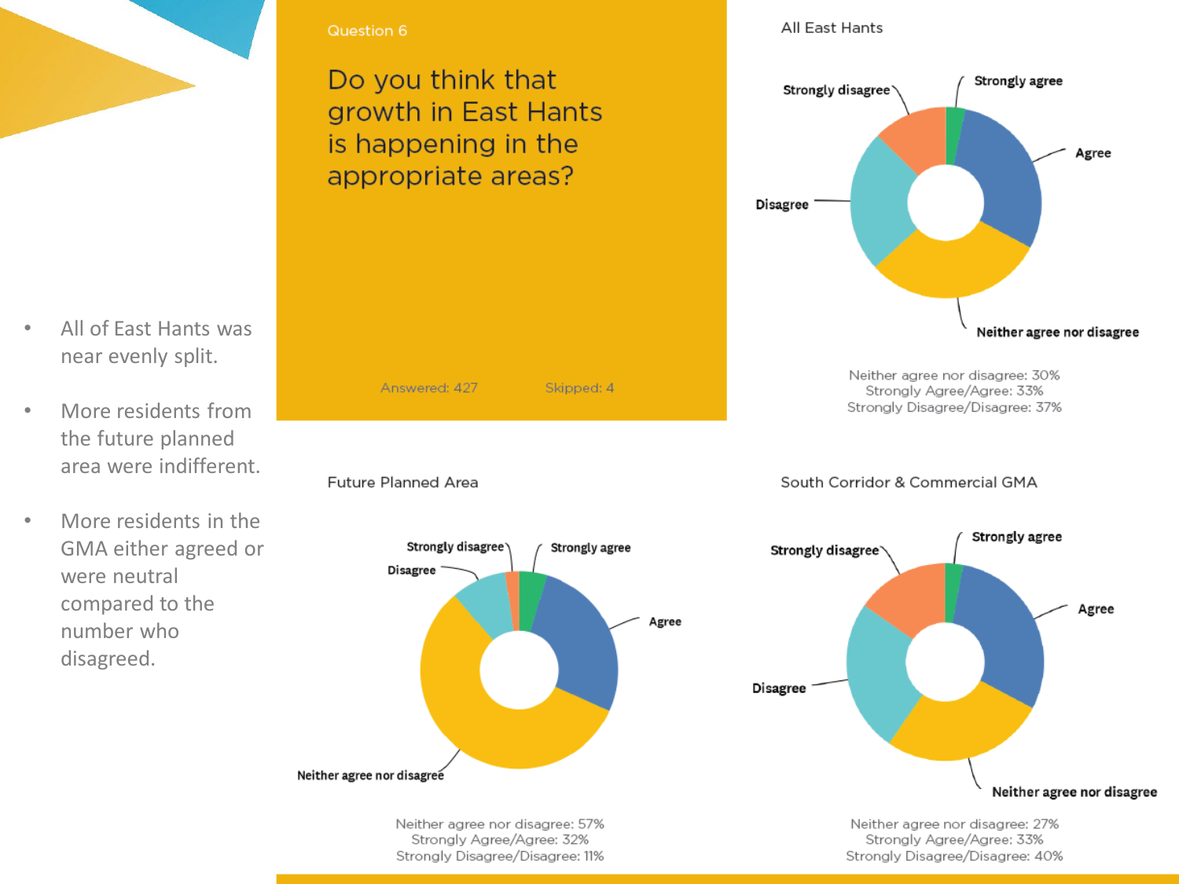Question 6

# Do you think that growth in East Hants is happening in the appropriate areas?

Answered: 427 Skipped: 4

- All of East Hants was near evenly split.
- More residents from the future planned area were indifferent.
- More residents in the GMA either agreed or were neutral compared to the number who disagreed.

## All East Hants

Strongly disagree, Strongly agree, Agree, Disagree, Neither agree nor disagree

Neither agree nor disagree: 30%
Strongly Agree/Agree: 33%
Strongly Disagree/Disagree: 37%

## Future Planned Area

Strongly disagree, Strongly agree, Disagree, Agree, Neither agree nor disagree

Neither agree nor disagree: 57%
Strongly Agree/Agree: 32%
Strongly Disagree/Disagree: 11%

## South Corridor & Commercial GMA

Strongly agree, Strongly disagree, Agree, Disagree, Neither agree nor disagree

Neither agree nor disagree: 27%
Strongly Agree/Agree: 33%
Strongly Disagree/Disagree: 40%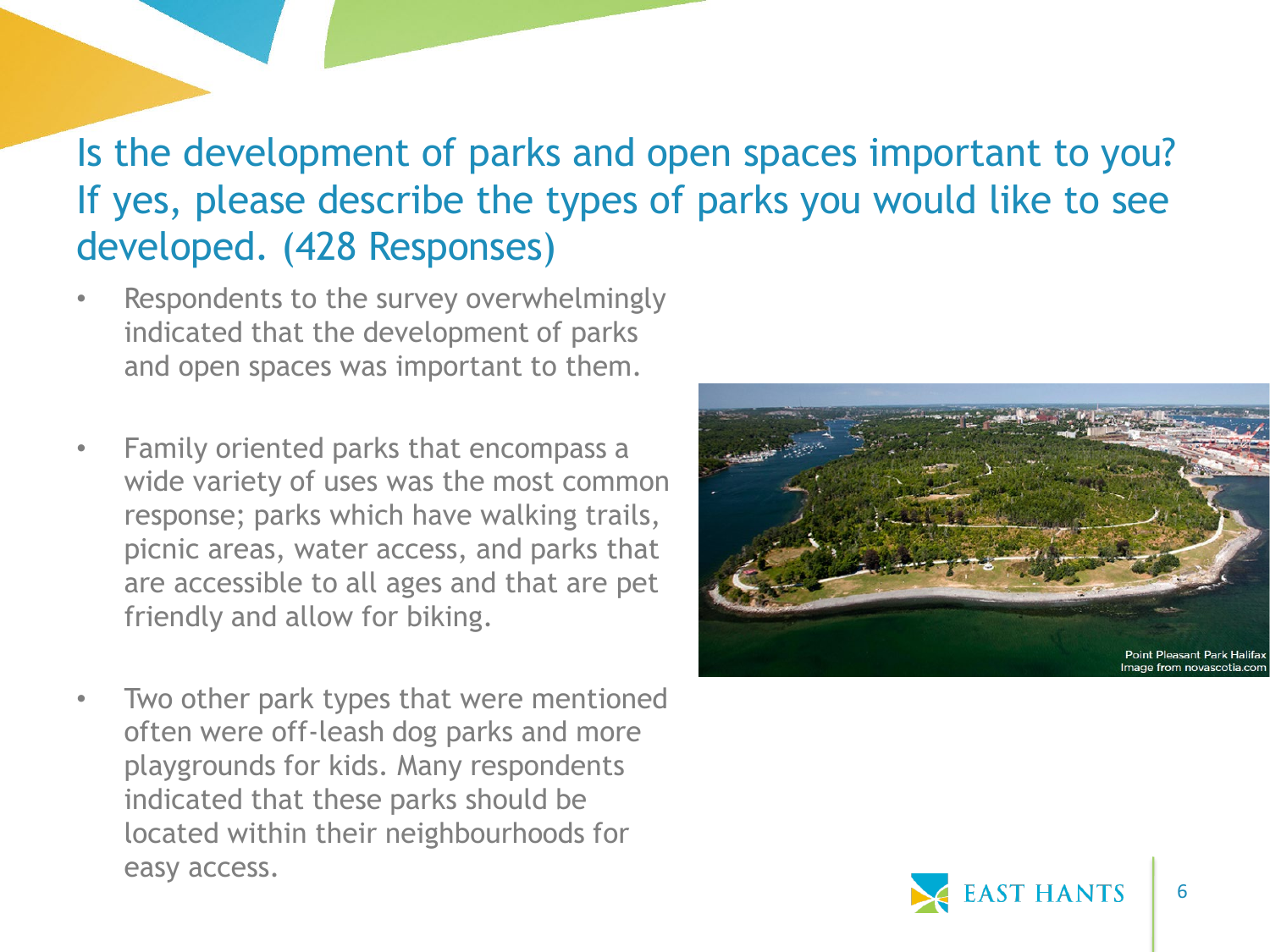# Is the development of parks and open spaces important to you? If yes, please describe the types of parks you would like to see developed. (428 Responses)

- Respondents to the survey overwhelmingly indicated that the development of parks and open spaces was important to them.
- Family oriented parks that encompass a wide variety of uses was the most common response; parks which have walking trails, picnic areas, water access, and parks that are accessible to all ages and that are pet friendly and allow for biking.
- Two other park types that were mentioned often were off-leash dog parks and more playgrounds for kids. Many respondents indicated that these parks should be located within their neighbourhoods for easy access.

Point Pleasant Park Halifax
Image from novascotia.com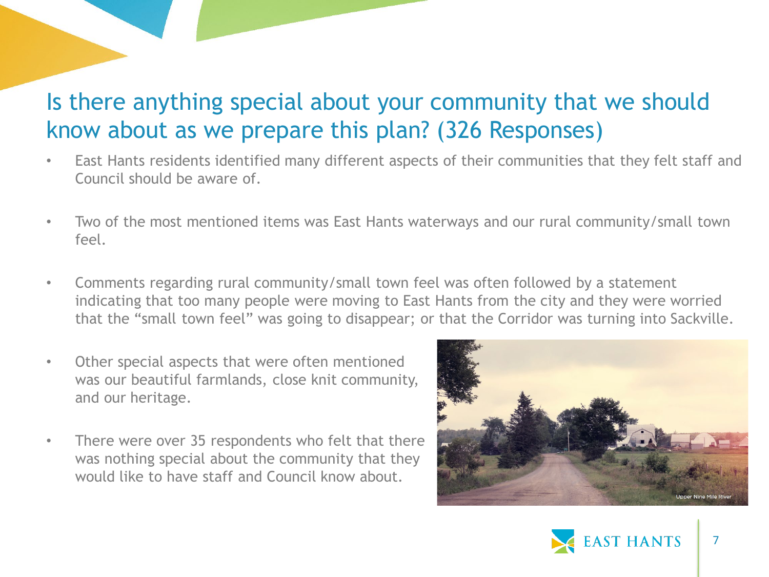# Is there anything special about your community that we should know about as we prepare this plan? (326 Responses)

- East Hants residents identified many different aspects of their communities that they felt staff and Council should be aware of.
- Two of the most mentioned items was East Hants waterways and our rural community/small town feel.
- Comments regarding rural community/small town feel was often followed by a statement indicating that too many people were moving to East Hants from the city and they were worried that the "small town feel" was going to disappear; or that the Corridor was turning into Sackville.
- Other special aspects that were often mentioned was our beautiful farmlands, close knit community, and our heritage.
- There were over 35 respondents who felt that there was nothing special about the community that they would like to have staff and Council know about.

Upper Nine Mile River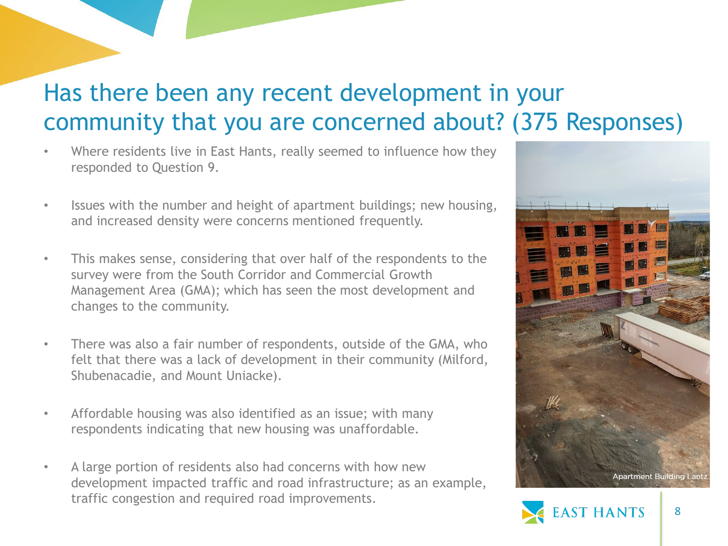# Has there been any recent development in your community that you are concerned about? (375 Responses)

- Where residents live in East Hants, really seemed to influence how they responded to Question 9.
- Issues with the number and height of apartment buildings; new housing, and increased density were concerns mentioned frequently.
- This makes sense, considering that over half of the respondents to the survey were from the South Corridor and Commercial Growth Management Area (GMA); which has seen the most development and changes to the community.
- There was also a fair number of respondents, outside of the GMA, who felt that there was a lack of development in their community (Milford, Shubenacadie, and Mount Uniacke).
- Affordable housing was also identified as an issue; with many respondents indicating that new housing was unaffordable.
- A large portion of residents also had concerns with how new development impacted traffic and road infrastructure; as an example, traffic congestion and required road improvements.

Apartment Building Lantz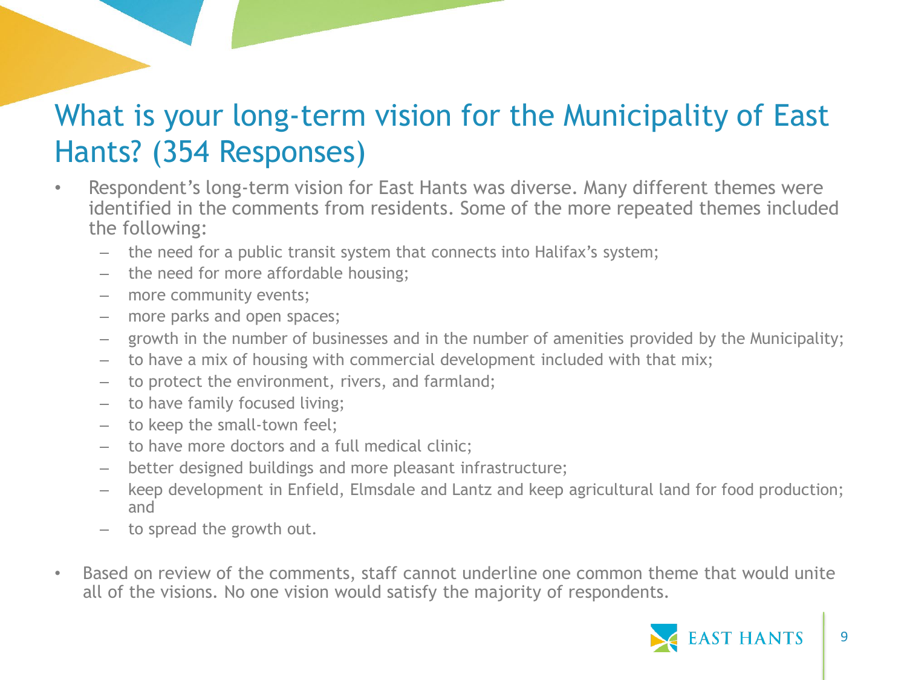# What is your long-term vision for the Municipality of East Hants? (354 Responses)

- Respondent's long-term vision for East Hants was diverse. Many different themes were identified in the comments from residents. Some of the more repeated themes included the following:
  - the need for a public transit system that connects into Halifax's system;
  - the need for more affordable housing;
  - more community events;
  - more parks and open spaces;
  - growth in the number of businesses and in the number of amenities provided by the Municipality;
  - to have a mix of housing with commercial development included with that mix;
  - to protect the environment, rivers, and farmland;
  - to have family focused living;
  - to keep the small-town feel;
  - to have more doctors and a full medical clinic;
  - better designed buildings and more pleasant infrastructure;
  - keep development in Enfield, Elmsdale and Lantz and keep agricultural land for food production; and
  - to spread the growth out.

- Based on review of the comments, staff cannot underline one common theme that would unite all of the visions. No one vision would satisfy the majority of respondents.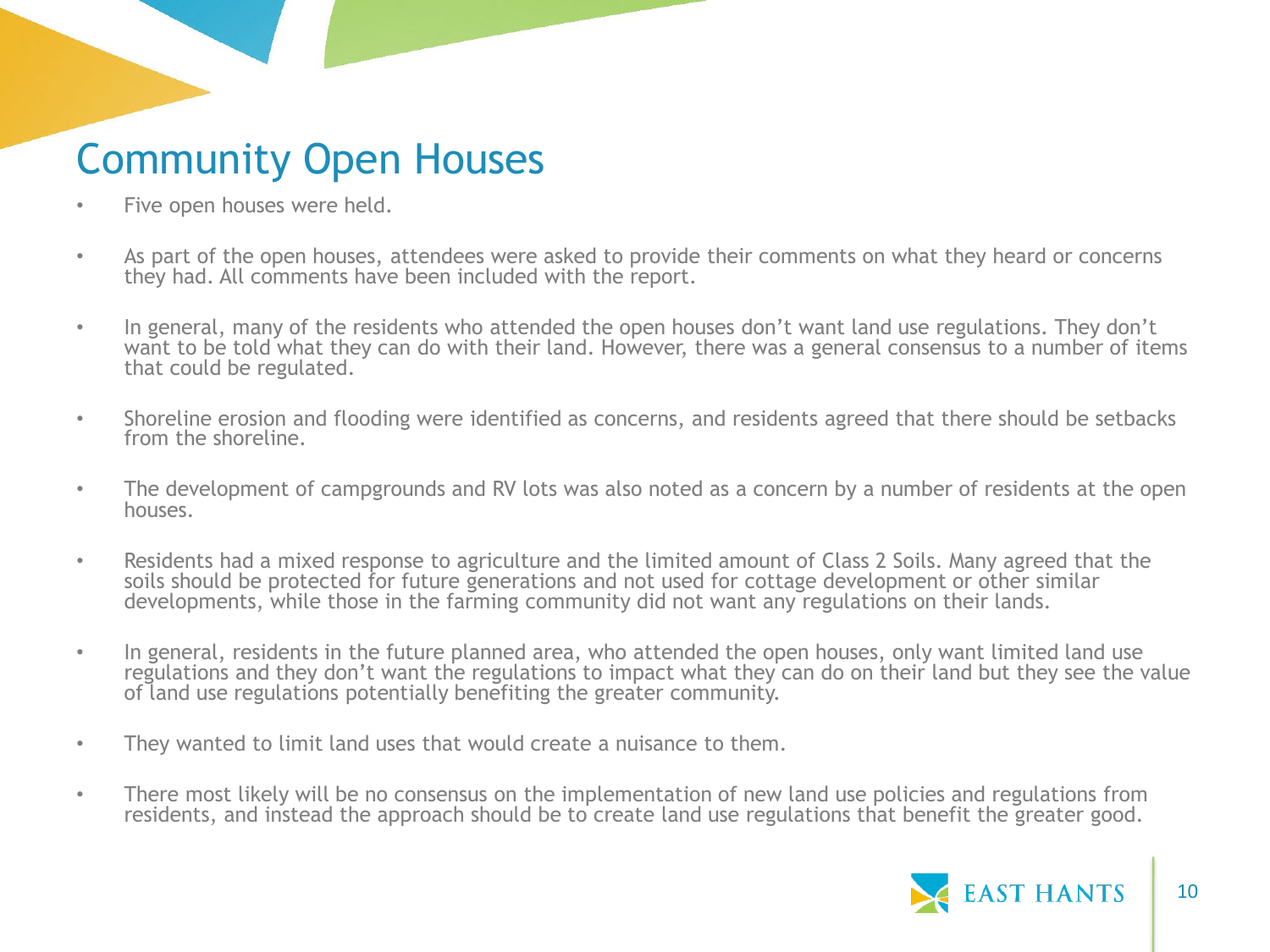# Community Open Houses

- Five open houses were held.
- As part of the open houses, attendees were asked to provide their comments on what they heard or concerns they had. All comments have been included with the report.
- In general, many of the residents who attended the open houses don't want land use regulations. They don't want to be told what they can do with their land. However, there was a general consensus to a number of items that could be regulated.
- Shoreline erosion and flooding were identified as concerns, and residents agreed that there should be setbacks from the shoreline.
- The development of campgrounds and RV lots was also noted as a concern by a number of residents at the open houses.
- Residents had a mixed response to agriculture and the limited amount of Class 2 Soils. Many agreed that the soils should be protected for future generations and not used for cottage development or other similar developments, while those in the farming community did not want any regulations on their lands.
- In general, residents in the future planned area, who attended the open houses, only want limited land use regulations and they don't want the regulations to impact what they can do on their land but they see the value of land use regulations potentially benefiting the greater community.
- They wanted to limit land uses that would create a nuisance to them.
- There most likely will be no consensus on the implementation of new land use policies and regulations from residents, and instead the approach should be to create land use regulations that benefit the greater good.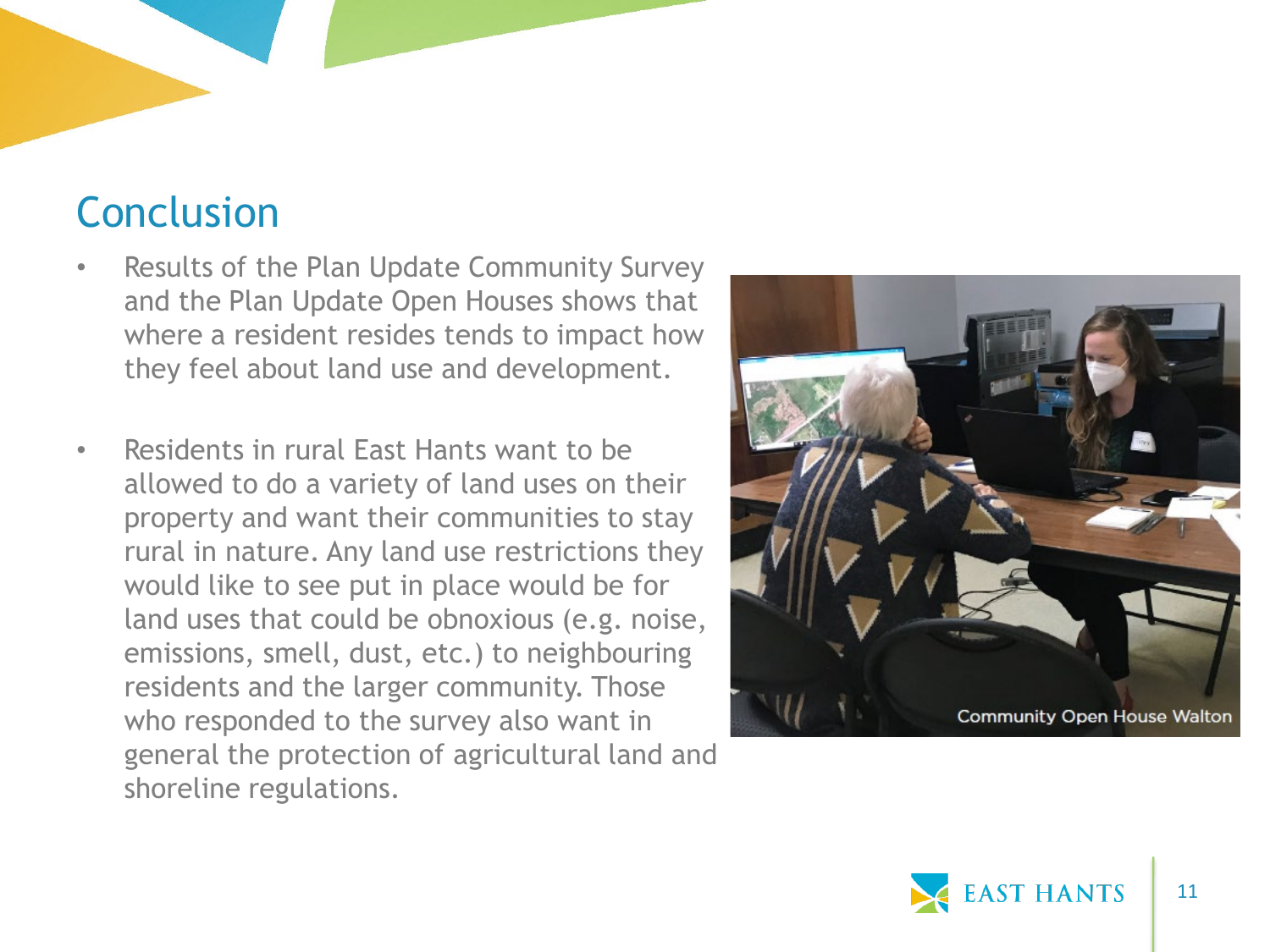## Conclusion

- Results of the Plan Update Community Survey and the Plan Update Open Houses shows that where a resident resides tends to impact how they feel about land use and development.

- Residents in rural East Hants want to be allowed to do a variety of land uses on their property and want their communities to stay rural in nature. Any land use restrictions they would like to see put in place would be for land uses that could be obnoxious (e.g. noise, emissions, smell, dust, etc.) to neighbouring residents and the larger community. Those who responded to the survey also want in general the protection of agricultural land and shoreline regulations.

Community Open House Walton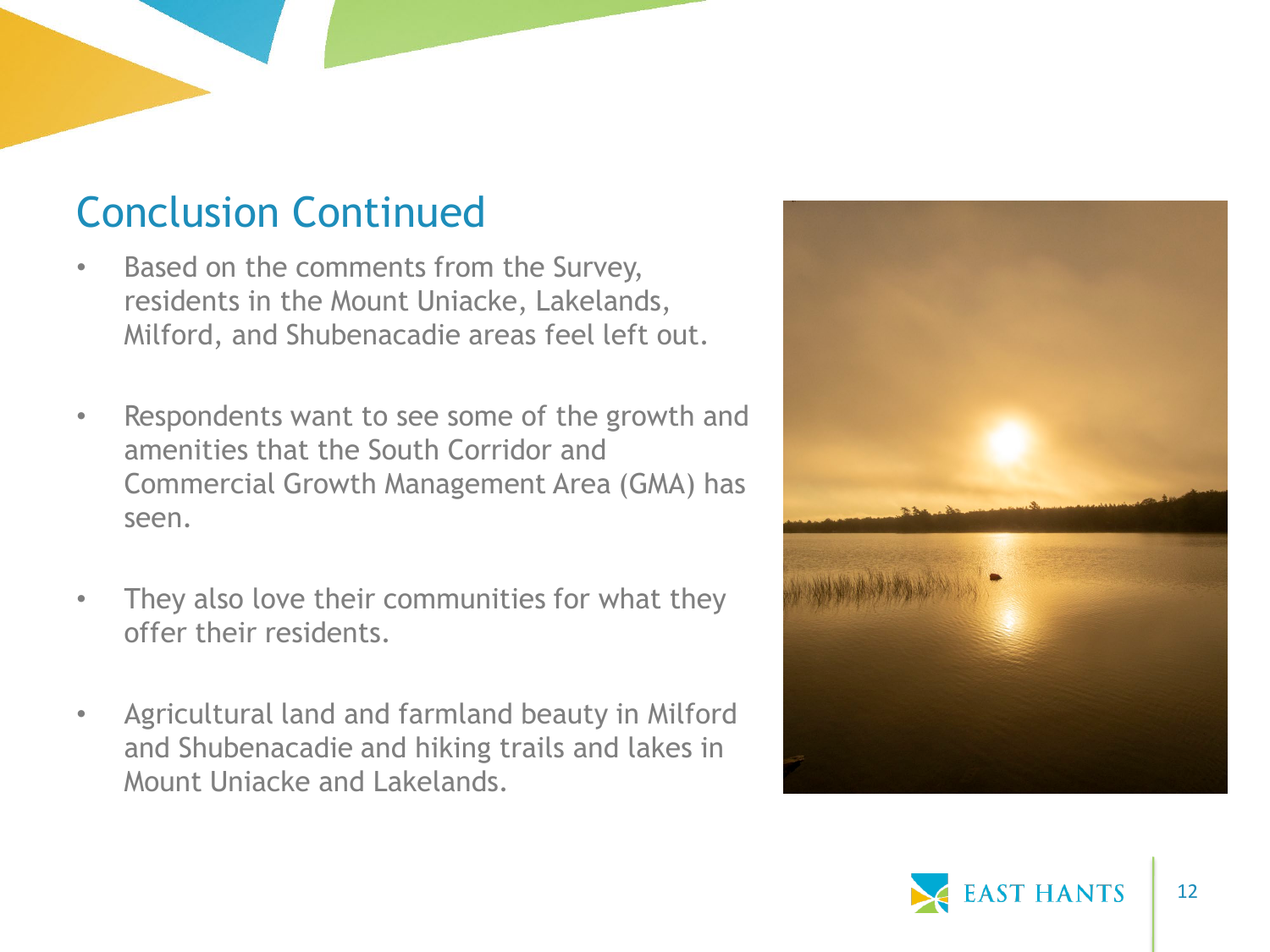## Conclusion Continued

- Based on the comments from the Survey, residents in the Mount Uniacke, Lakelands, Milford, and Shubenacadie areas feel left out.
- Respondents want to see some of the growth and amenities that the South Corridor and Commercial Growth Management Area (GMA) has seen.
- They also love their communities for what they offer their residents.
- Agricultural land and farmland beauty in Milford and Shubenacadie and hiking trails and lakes in Mount Uniacke and Lakelands.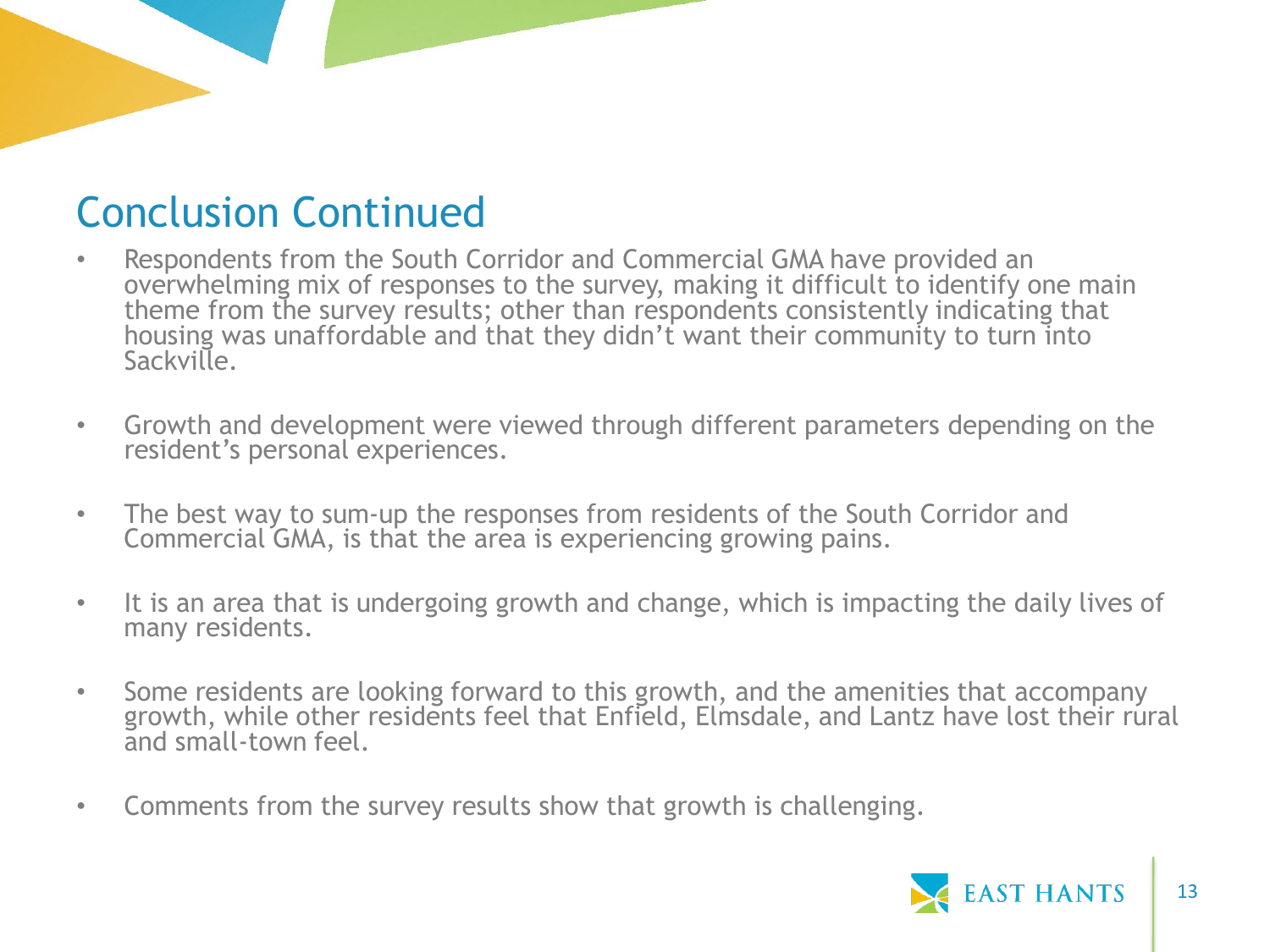## Conclusion Continued

- Respondents from the South Corridor and Commercial GMA have provided an overwhelming mix of responses to the survey, making it difficult to identify one main theme from the survey results; other than respondents consistently indicating that housing was unaffordable and that they didn't want their community to turn into Sackville.

- Growth and development were viewed through different parameters depending on the resident's personal experiences.

- The best way to sum-up the responses from residents of the South Corridor and Commercial GMA, is that the area is experiencing growing pains.

- It is an area that is undergoing growth and change, which is impacting the daily lives of many residents.

- Some residents are looking forward to this growth, and the amenities that accompany growth, while other residents feel that Enfield, Elmsdale, and Lantz have lost their rural and small-town feel.

- Comments from the survey results show that growth is challenging.